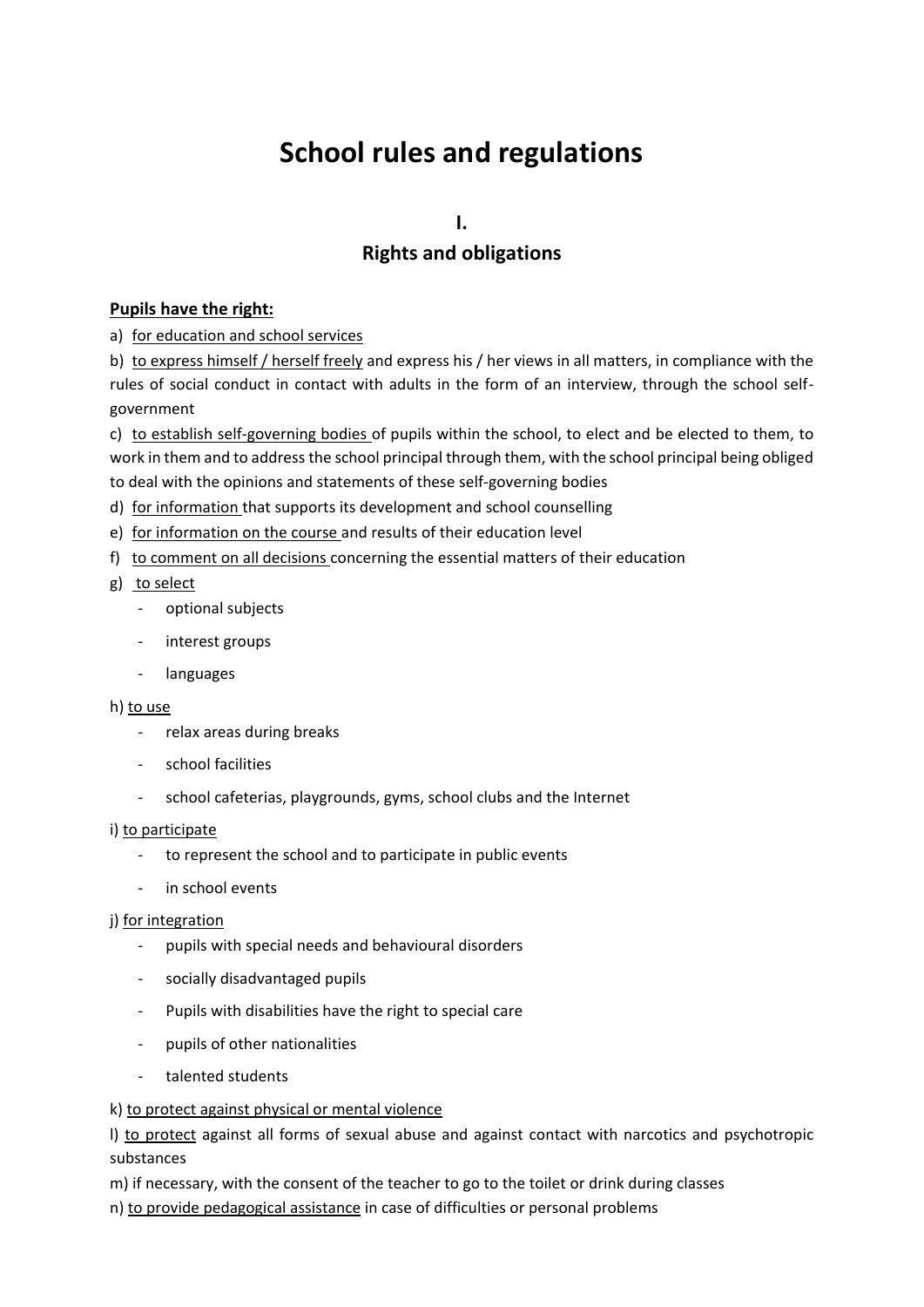# School rules and regulations

## I.
## Rights and obligations

**Pupils have the right:**

a) <u>for education and school services</u>

b) <u>to express himself / herself freely</u> and express his / her views in all matters, in compliance with the rules of social conduct in contact with adults in the form of an interview, through the school self-government

c) <u>to establish self-governing bodies</u> of pupils within the school, to elect and be elected to them, to work in them and to address the school principal through them, with the school principal being obliged to deal with the opinions and statements of these self-governing bodies

d) <u>for information</u> that supports its development and school counselling

e) <u>for information on the course</u> and results of their education level

f) <u>to comment on all decisions</u> concerning the essential matters of their education

g) <u>to select</u>

- optional subjects
- interest groups
- languages

h) <u>to use</u>

- relax areas during breaks
- school facilities
- school cafeterias, playgrounds, gyms, school clubs and the Internet

i) <u>to participate</u>

- to represent the school and to participate in public events
- in school events

j) <u>for integration</u>

- pupils with special needs and behavioural disorders
- socially disadvantaged pupils
- Pupils with disabilities have the right to special care
- pupils of other nationalities
- talented students

k) <u>to protect against physical or mental violence</u>

l) <u>to protect</u> against all forms of sexual abuse and against contact with narcotics and psychotropic substances

m) if necessary, with the consent of the teacher to go to the toilet or drink during classes

n) <u>to provide pedagogical assistance</u> in case of difficulties or personal problems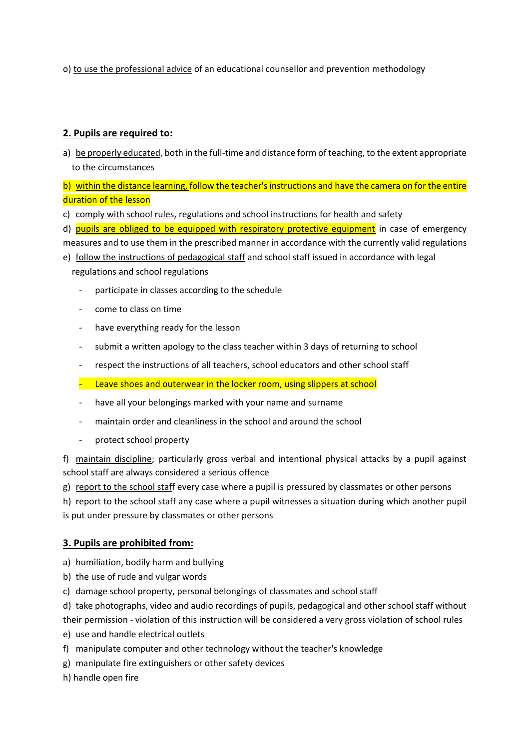o) to use the professional advice of an educational counsellor and prevention methodology

## **2. Pupils are required to:**

a) be properly educated, both in the full-time and distance form of teaching, to the extent appropriate to the circumstances

b) within the distance learning, follow the teacher's instructions and have the camera on for the entire duration of the lesson

c) comply with school rules, regulations and school instructions for health and safety

d) pupils are obliged to be equipped with respiratory protective equipment in case of emergency measures and to use them in the prescribed manner in accordance with the currently valid regulations

e) follow the instructions of pedagogical staff and school staff issued in accordance with legal regulations and school regulations

- participate in classes according to the schedule
- come to class on time
- have everything ready for the lesson
- submit a written apology to the class teacher within 3 days of returning to school
- respect the instructions of all teachers, school educators and other school staff
- Leave shoes and outerwear in the locker room, using slippers at school
- have all your belongings marked with your name and surname
- maintain order and cleanliness in the school and around the school
- protect school property

f) maintain discipline; particularly gross verbal and intentional physical attacks by a pupil against school staff are always considered a serious offence

g) report to the school staff every case where a pupil is pressured by classmates or other persons

h) report to the school staff any case where a pupil witnesses a situation during which another pupil is put under pressure by classmates or other persons

## **3. Pupils are prohibited from:**

a) humiliation, bodily harm and bullying

b) the use of rude and vulgar words

c) damage school property, personal belongings of classmates and school staff

d) take photographs, video and audio recordings of pupils, pedagogical and other school staff without their permission - violation of this instruction will be considered a very gross violation of school rules

e) use and handle electrical outlets

f) manipulate computer and other technology without the teacher's knowledge

g) manipulate fire extinguishers or other safety devices

h) handle open fire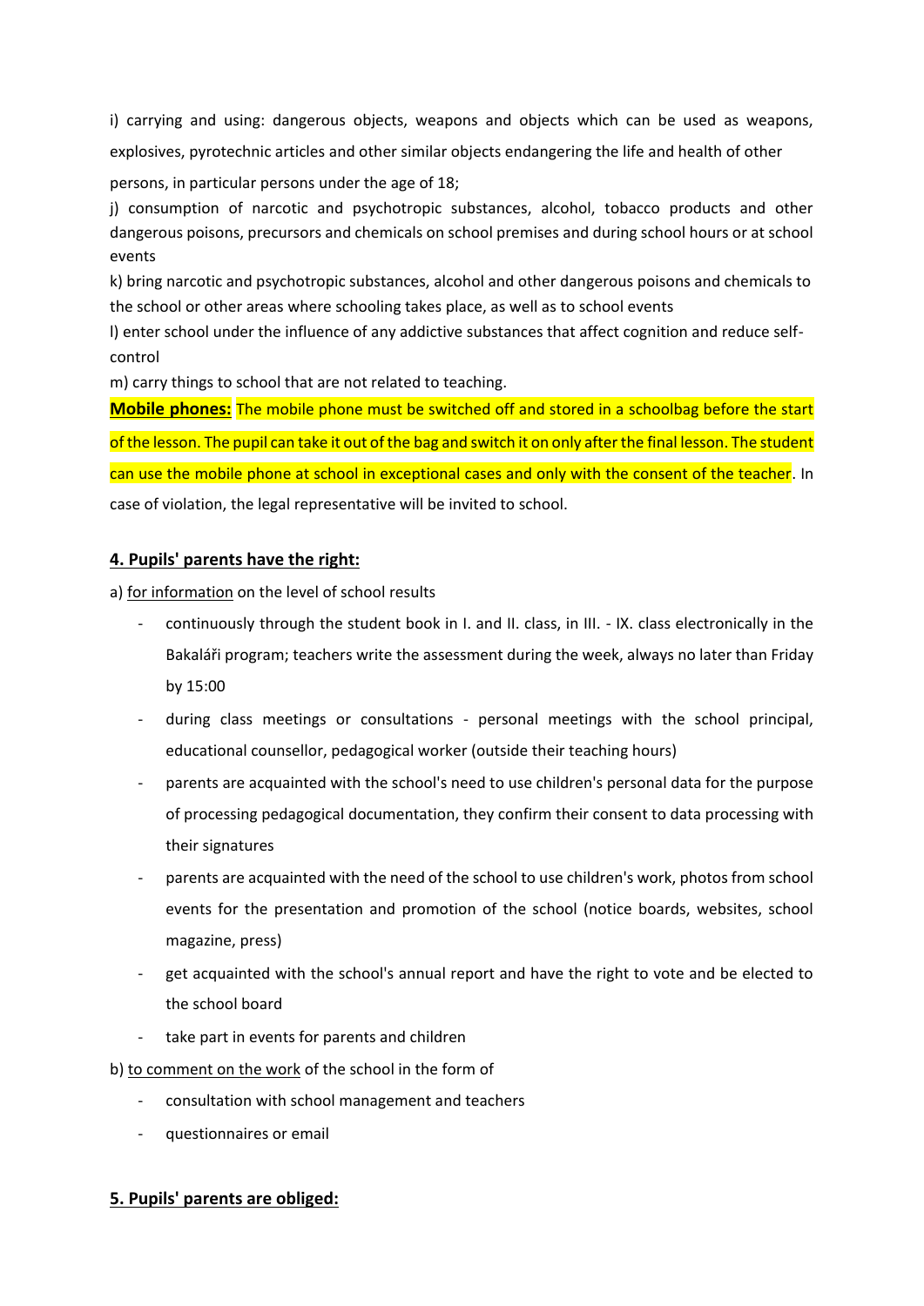i) carrying and using: dangerous objects, weapons and objects which can be used as weapons, explosives, pyrotechnic articles and other similar objects endangering the life and health of other persons, in particular persons under the age of 18;

j) consumption of narcotic and psychotropic substances, alcohol, tobacco products and other dangerous poisons, precursors and chemicals on school premises and during school hours or at school events

k) bring narcotic and psychotropic substances, alcohol and other dangerous poisons and chemicals to the school or other areas where schooling takes place, as well as to school events

l) enter school under the influence of any addictive substances that affect cognition and reduce self-control

m) carry things to school that are not related to teaching.

**Mobile phones:** The mobile phone must be switched off and stored in a schoolbag before the start of the lesson. The pupil can take it out of the bag and switch it on only after the final lesson. The student can use the mobile phone at school in exceptional cases and only with the consent of the teacher. In case of violation, the legal representative will be invited to school.

## 4. Pupils' parents have the right:

a) for information on the level of school results

- continuously through the student book in I. and II. class, in III. - IX. class electronically in the Bakaláři program; teachers write the assessment during the week, always no later than Friday by 15:00
- during class meetings or consultations - personal meetings with the school principal, educational counsellor, pedagogical worker (outside their teaching hours)
- parents are acquainted with the school's need to use children's personal data for the purpose of processing pedagogical documentation, they confirm their consent to data processing with their signatures
- parents are acquainted with the need of the school to use children's work, photos from school events for the presentation and promotion of the school (notice boards, websites, school magazine, press)
- get acquainted with the school's annual report and have the right to vote and be elected to the school board
- take part in events for parents and children

b) to comment on the work of the school in the form of

- consultation with school management and teachers
- questionnaires or email

## 5. Pupils' parents are obliged: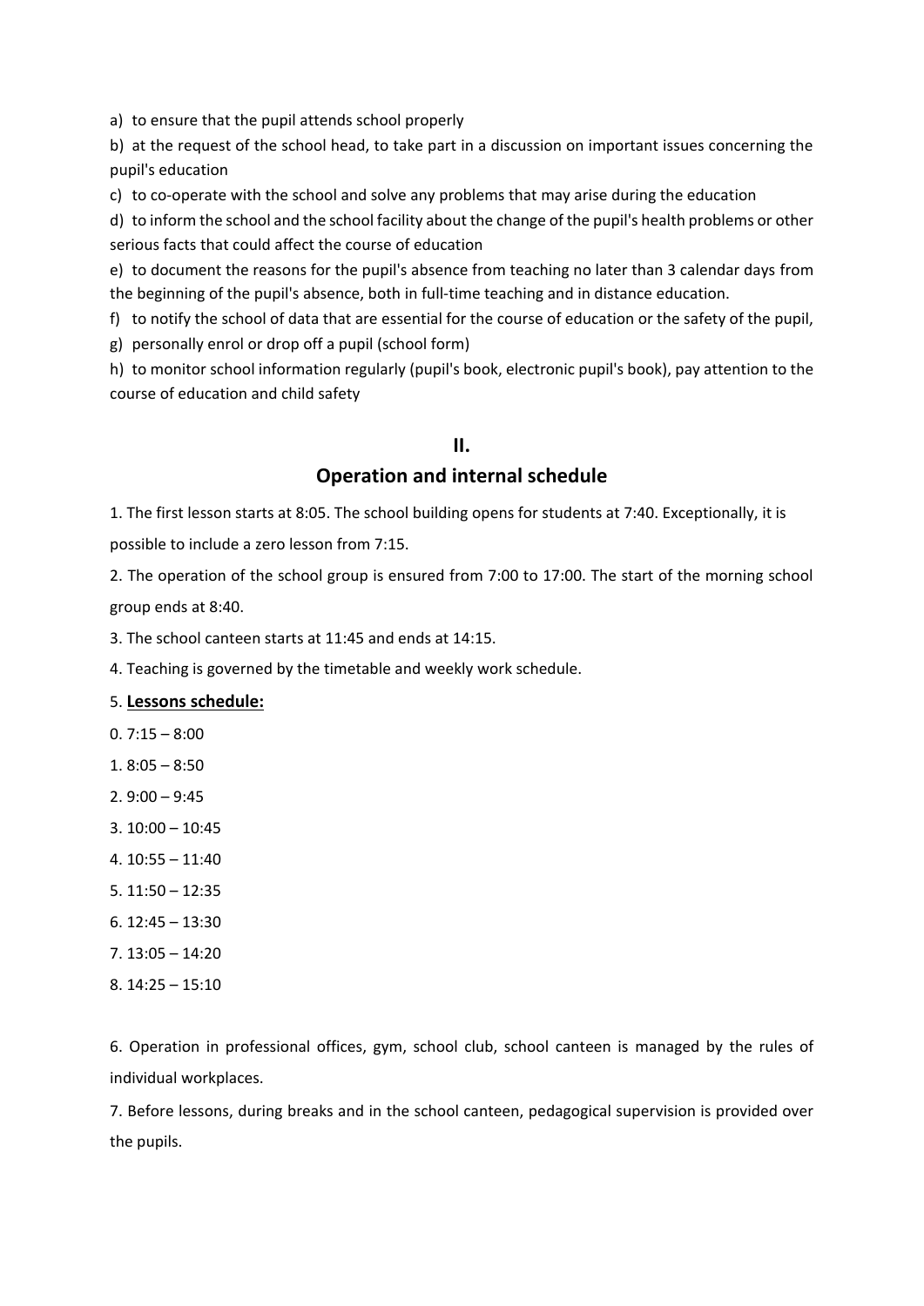a) to ensure that the pupil attends school properly

b) at the request of the school head, to take part in a discussion on important issues concerning the pupil's education

c) to co-operate with the school and solve any problems that may arise during the education

d) to inform the school and the school facility about the change of the pupil's health problems or other serious facts that could affect the course of education

e) to document the reasons for the pupil's absence from teaching no later than 3 calendar days from the beginning of the pupil's absence, both in full-time teaching and in distance education.

f) to notify the school of data that are essential for the course of education or the safety of the pupil,

g) personally enrol or drop off a pupil (school form)

h) to monitor school information regularly (pupil's book, electronic pupil's book), pay attention to the course of education and child safety

## II.
## Operation and internal schedule

1. The first lesson starts at 8:05. The school building opens for students at 7:40. Exceptionally, it is possible to include a zero lesson from 7:15.

2. The operation of the school group is ensured from 7:00 to 17:00. The start of the morning school group ends at 8:40.

3. The school canteen starts at 11:45 and ends at 14:15.

4. Teaching is governed by the timetable and weekly work schedule.

5. **Lessons schedule:**

0. 7:15 – 8:00

1. 8:05 – 8:50

2. 9:00 – 9:45

3. 10:00 – 10:45

4. 10:55 – 11:40

5. 11:50 – 12:35

6. 12:45 – 13:30

7. 13:05 – 14:20

8. 14:25 – 15:10

6. Operation in professional offices, gym, school club, school canteen is managed by the rules of individual workplaces.

7. Before lessons, during breaks and in the school canteen, pedagogical supervision is provided over the pupils.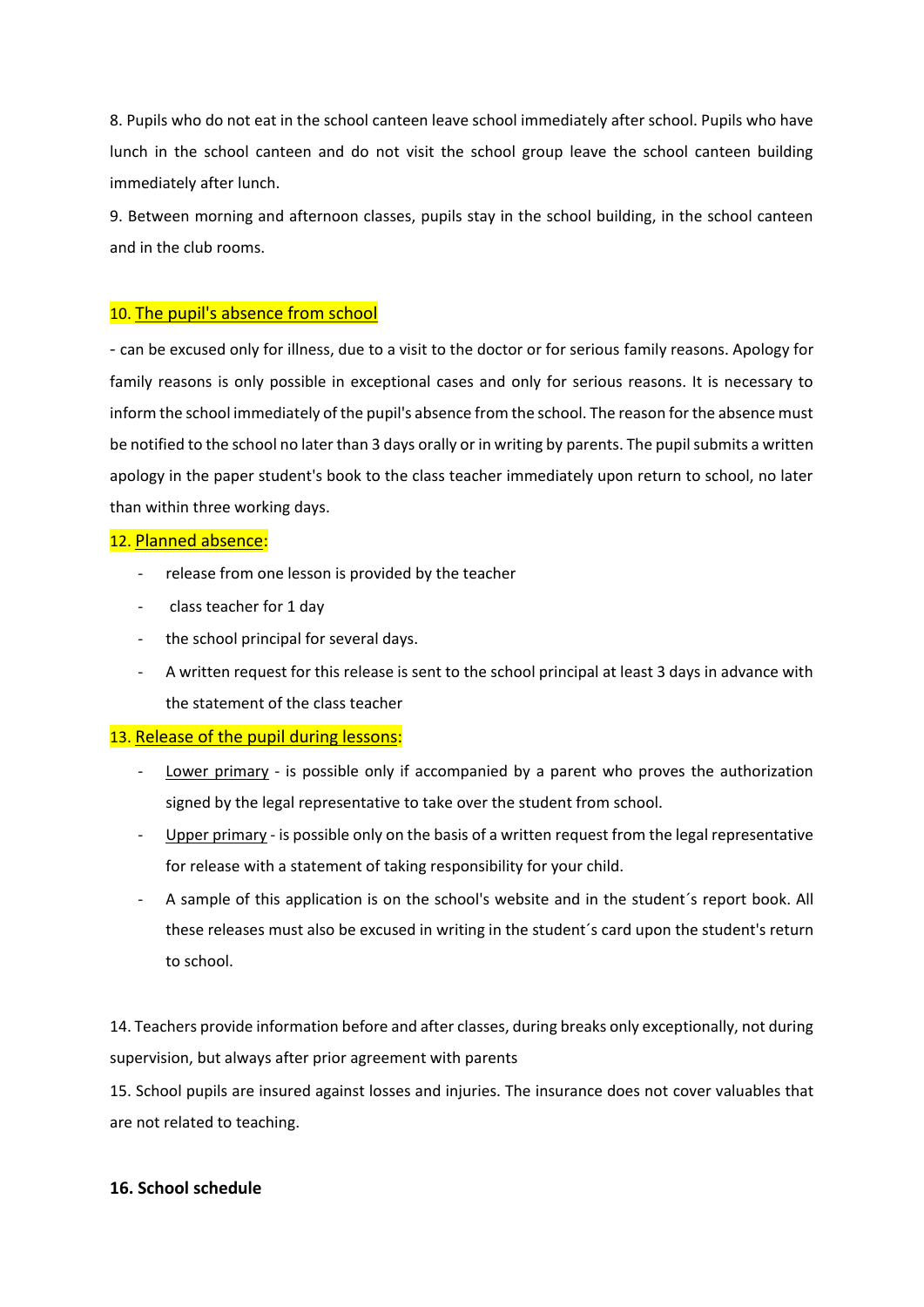8. Pupils who do not eat in the school canteen leave school immediately after school. Pupils who have lunch in the school canteen and do not visit the school group leave the school canteen building immediately after lunch.

9. Between morning and afternoon classes, pupils stay in the school building, in the school canteen and in the club rooms.

10. <u>The pupil's absence from school</u>

- can be excused only for illness, due to a visit to the doctor or for serious family reasons. Apology for family reasons is only possible in exceptional cases and only for serious reasons. It is necessary to inform the school immediately of the pupil's absence from the school. The reason for the absence must be notified to the school no later than 3 days orally or in writing by parents. The pupil submits a written apology in the paper student's book to the class teacher immediately upon return to school, no later than within three working days.

12. <u>Planned absence</u>:

- release from one lesson is provided by the teacher
- class teacher for 1 day
- the school principal for several days.
- A written request for this release is sent to the school principal at least 3 days in advance with the statement of the class teacher

13. <u>Release of the pupil during lessons</u>:

- <u>Lower primary</u> - is possible only if accompanied by a parent who proves the authorization signed by the legal representative to take over the student from school.
- <u>Upper primary</u> - is possible only on the basis of a written request from the legal representative for release with a statement of taking responsibility for your child.
- A sample of this application is on the school's website and in the student´s report book. All these releases must also be excused in writing in the student´s card upon the student's return to school.

14. Teachers provide information before and after classes, during breaks only exceptionally, not during supervision, but always after prior agreement with parents

15. School pupils are insured against losses and injuries. The insurance does not cover valuables that are not related to teaching.

**16. School schedule**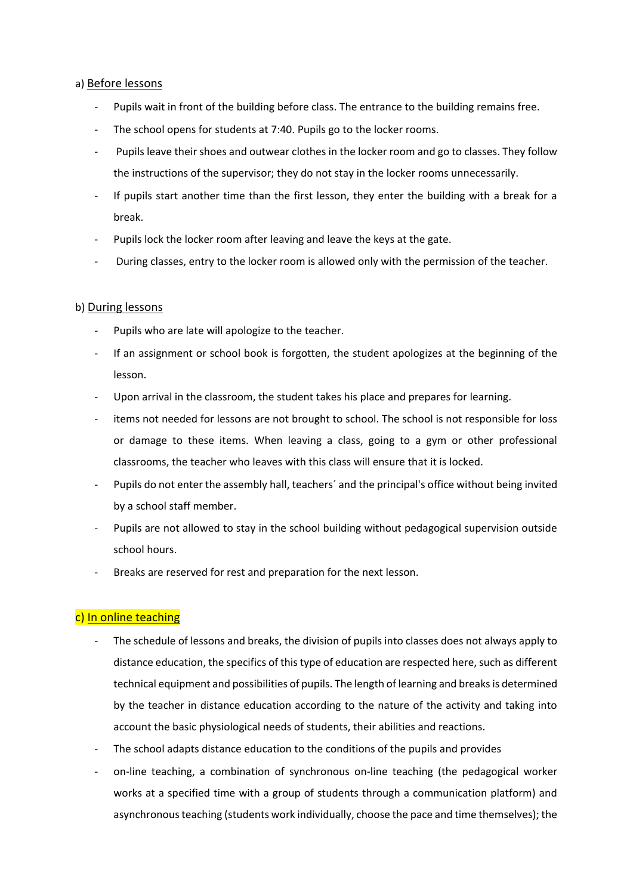a) Before lessons

- Pupils wait in front of the building before class. The entrance to the building remains free.
- The school opens for students at 7:40. Pupils go to the locker rooms.
- Pupils leave their shoes and outwear clothes in the locker room and go to classes. They follow the instructions of the supervisor; they do not stay in the locker rooms unnecessarily.
- If pupils start another time than the first lesson, they enter the building with a break for a break.
- Pupils lock the locker room after leaving and leave the keys at the gate.
- During classes, entry to the locker room is allowed only with the permission of the teacher.

b) During lessons

- Pupils who are late will apologize to the teacher.
- If an assignment or school book is forgotten, the student apologizes at the beginning of the lesson.
- Upon arrival in the classroom, the student takes his place and prepares for learning.
- items not needed for lessons are not brought to school. The school is not responsible for loss or damage to these items. When leaving a class, going to a gym or other professional classrooms, the teacher who leaves with this class will ensure that it is locked.
- Pupils do not enter the assembly hall, teachers´ and the principal's office without being invited by a school staff member.
- Pupils are not allowed to stay in the school building without pedagogical supervision outside school hours.
- Breaks are reserved for rest and preparation for the next lesson.

c) In online teaching

- The schedule of lessons and breaks, the division of pupils into classes does not always apply to distance education, the specifics of this type of education are respected here, such as different technical equipment and possibilities of pupils. The length of learning and breaks is determined by the teacher in distance education according to the nature of the activity and taking into account the basic physiological needs of students, their abilities and reactions.
- The school adapts distance education to the conditions of the pupils and provides
- on-line teaching, a combination of synchronous on-line teaching (the pedagogical worker works at a specified time with a group of students through a communication platform) and asynchronous teaching (students work individually, choose the pace and time themselves); the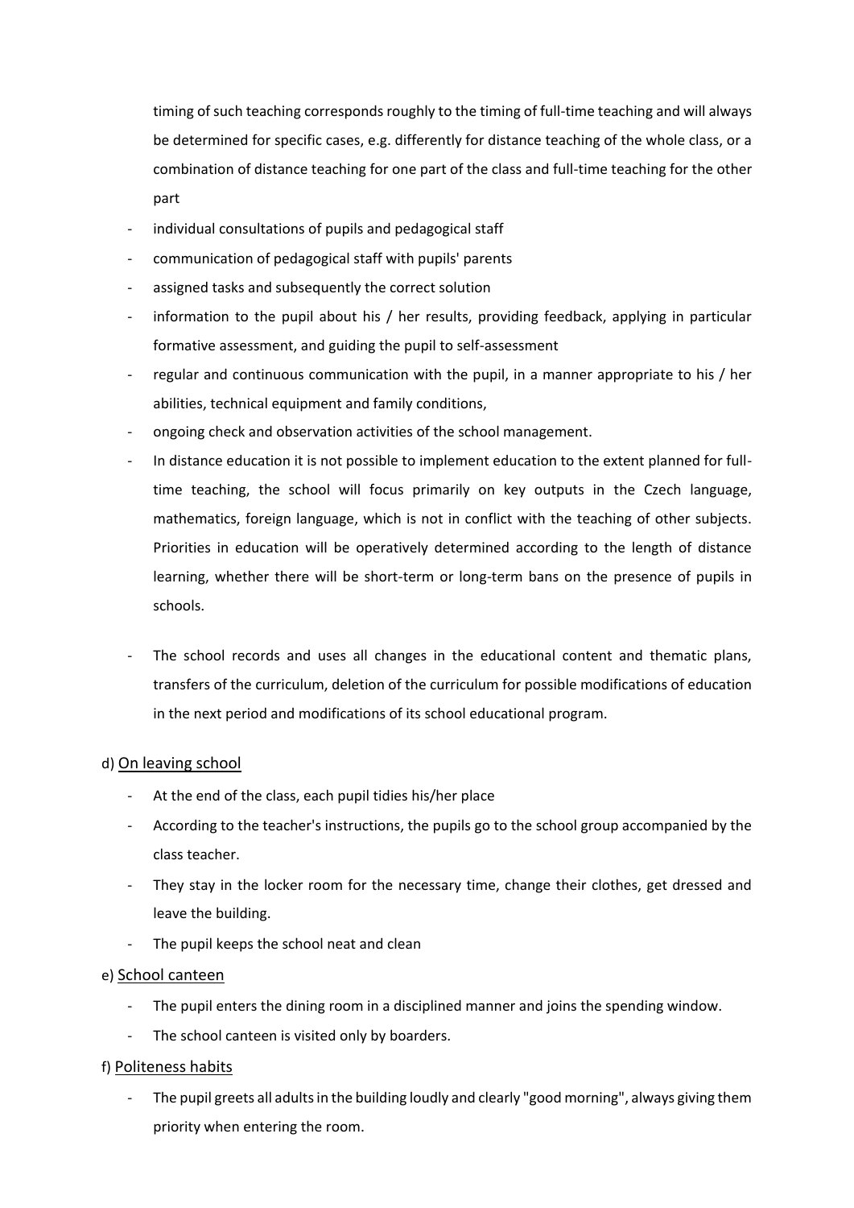timing of such teaching corresponds roughly to the timing of full-time teaching and will always be determined for specific cases, e.g. differently for distance teaching of the whole class, or a combination of distance teaching for one part of the class and full-time teaching for the other part

- individual consultations of pupils and pedagogical staff
- communication of pedagogical staff with pupils' parents
- assigned tasks and subsequently the correct solution
- information to the pupil about his / her results, providing feedback, applying in particular formative assessment, and guiding the pupil to self-assessment
- regular and continuous communication with the pupil, in a manner appropriate to his / her abilities, technical equipment and family conditions,
- ongoing check and observation activities of the school management.
- In distance education it is not possible to implement education to the extent planned for full-time teaching, the school will focus primarily on key outputs in the Czech language, mathematics, foreign language, which is not in conflict with the teaching of other subjects. Priorities in education will be operatively determined according to the length of distance learning, whether there will be short-term or long-term bans on the presence of pupils in schools.
- The school records and uses all changes in the educational content and thematic plans, transfers of the curriculum, deletion of the curriculum for possible modifications of education in the next period and modifications of its school educational program.

d) On leaving school

- At the end of the class, each pupil tidies his/her place
- According to the teacher's instructions, the pupils go to the school group accompanied by the class teacher.
- They stay in the locker room for the necessary time, change their clothes, get dressed and leave the building.
- The pupil keeps the school neat and clean

e) School canteen

- The pupil enters the dining room in a disciplined manner and joins the spending window.
- The school canteen is visited only by boarders.

f) Politeness habits

- The pupil greets all adults in the building loudly and clearly "good morning", always giving them priority when entering the room.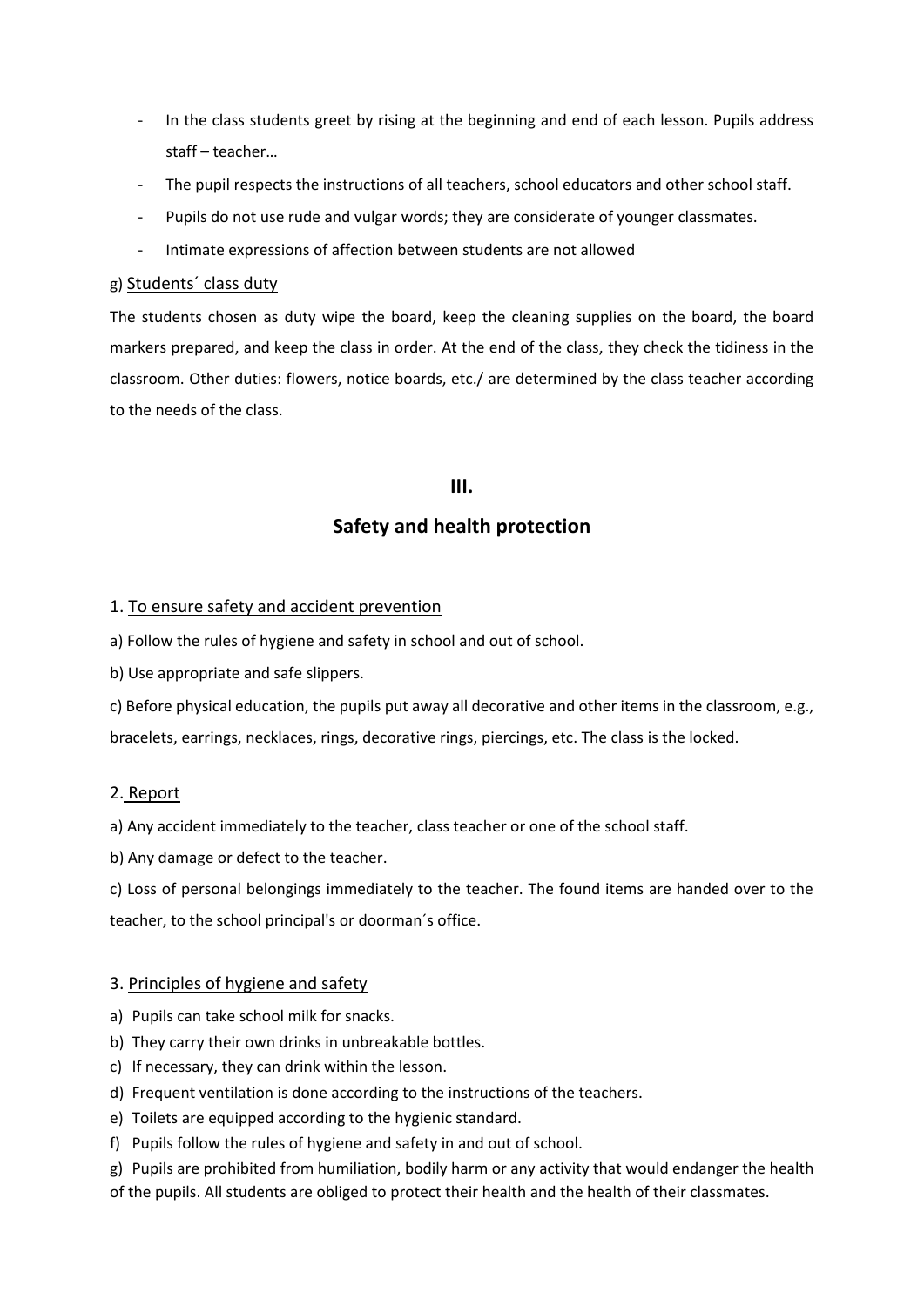- In the class students greet by rising at the beginning and end of each lesson. Pupils address staff – teacher…
- The pupil respects the instructions of all teachers, school educators and other school staff.
- Pupils do not use rude and vulgar words; they are considerate of younger classmates.
- Intimate expressions of affection between students are not allowed

g) Students´ class duty

The students chosen as duty wipe the board, keep the cleaning supplies on the board, the board markers prepared, and keep the class in order. At the end of the class, they check the tidiness in the classroom. Other duties: flowers, notice boards, etc./ are determined by the class teacher according to the needs of the class.

## III.

## Safety and health protection

1. To ensure safety and accident prevention

a) Follow the rules of hygiene and safety in school and out of school.

b) Use appropriate and safe slippers.

c) Before physical education, the pupils put away all decorative and other items in the classroom, e.g., bracelets, earrings, necklaces, rings, decorative rings, piercings, etc. The class is the locked.

2. Report

a) Any accident immediately to the teacher, class teacher or one of the school staff.

b) Any damage or defect to the teacher.

c) Loss of personal belongings immediately to the teacher. The found items are handed over to the teacher, to the school principal's or doorman´s office.

3. Principles of hygiene and safety

a) Pupils can take school milk for snacks.

b) They carry their own drinks in unbreakable bottles.

c) If necessary, they can drink within the lesson.

d) Frequent ventilation is done according to the instructions of the teachers.

e) Toilets are equipped according to the hygienic standard.

f) Pupils follow the rules of hygiene and safety in and out of school.

g) Pupils are prohibited from humiliation, bodily harm or any activity that would endanger the health of the pupils. All students are obliged to protect their health and the health of their classmates.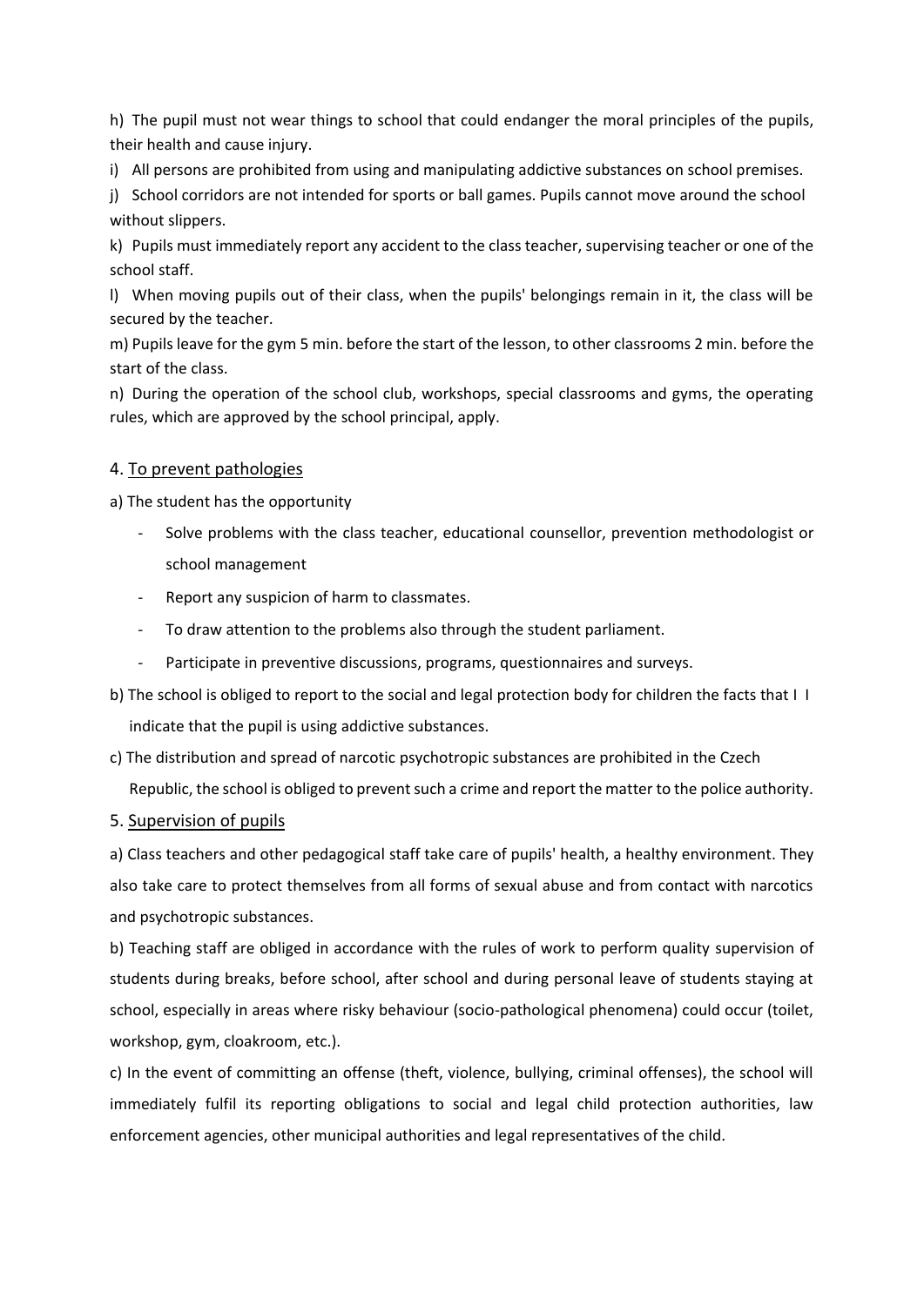h) The pupil must not wear things to school that could endanger the moral principles of the pupils, their health and cause injury.

i) All persons are prohibited from using and manipulating addictive substances on school premises.

j) School corridors are not intended for sports or ball games. Pupils cannot move around the school without slippers.

k) Pupils must immediately report any accident to the class teacher, supervising teacher or one of the school staff.

l) When moving pupils out of their class, when the pupils' belongings remain in it, the class will be secured by the teacher.

m) Pupils leave for the gym 5 min. before the start of the lesson, to other classrooms 2 min. before the start of the class.

n) During the operation of the school club, workshops, special classrooms and gyms, the operating rules, which are approved by the school principal, apply.

## 4. To prevent pathologies

a) The student has the opportunity

- Solve problems with the class teacher, educational counsellor, prevention methodologist or school management
- Report any suspicion of harm to classmates.
- To draw attention to the problems also through the student parliament.
- Participate in preventive discussions, programs, questionnaires and surveys.

b) The school is obliged to report to the social and legal protection body for children the facts that I I indicate that the pupil is using addictive substances.

c) The distribution and spread of narcotic psychotropic substances are prohibited in the Czech Republic, the school is obliged to prevent such a crime and report the matter to the police authority.

## 5. Supervision of pupils

a) Class teachers and other pedagogical staff take care of pupils' health, a healthy environment. They also take care to protect themselves from all forms of sexual abuse and from contact with narcotics and psychotropic substances.

b) Teaching staff are obliged in accordance with the rules of work to perform quality supervision of students during breaks, before school, after school and during personal leave of students staying at school, especially in areas where risky behaviour (socio-pathological phenomena) could occur (toilet, workshop, gym, cloakroom, etc.).

c) In the event of committing an offense (theft, violence, bullying, criminal offenses), the school will immediately fulfil its reporting obligations to social and legal child protection authorities, law enforcement agencies, other municipal authorities and legal representatives of the child.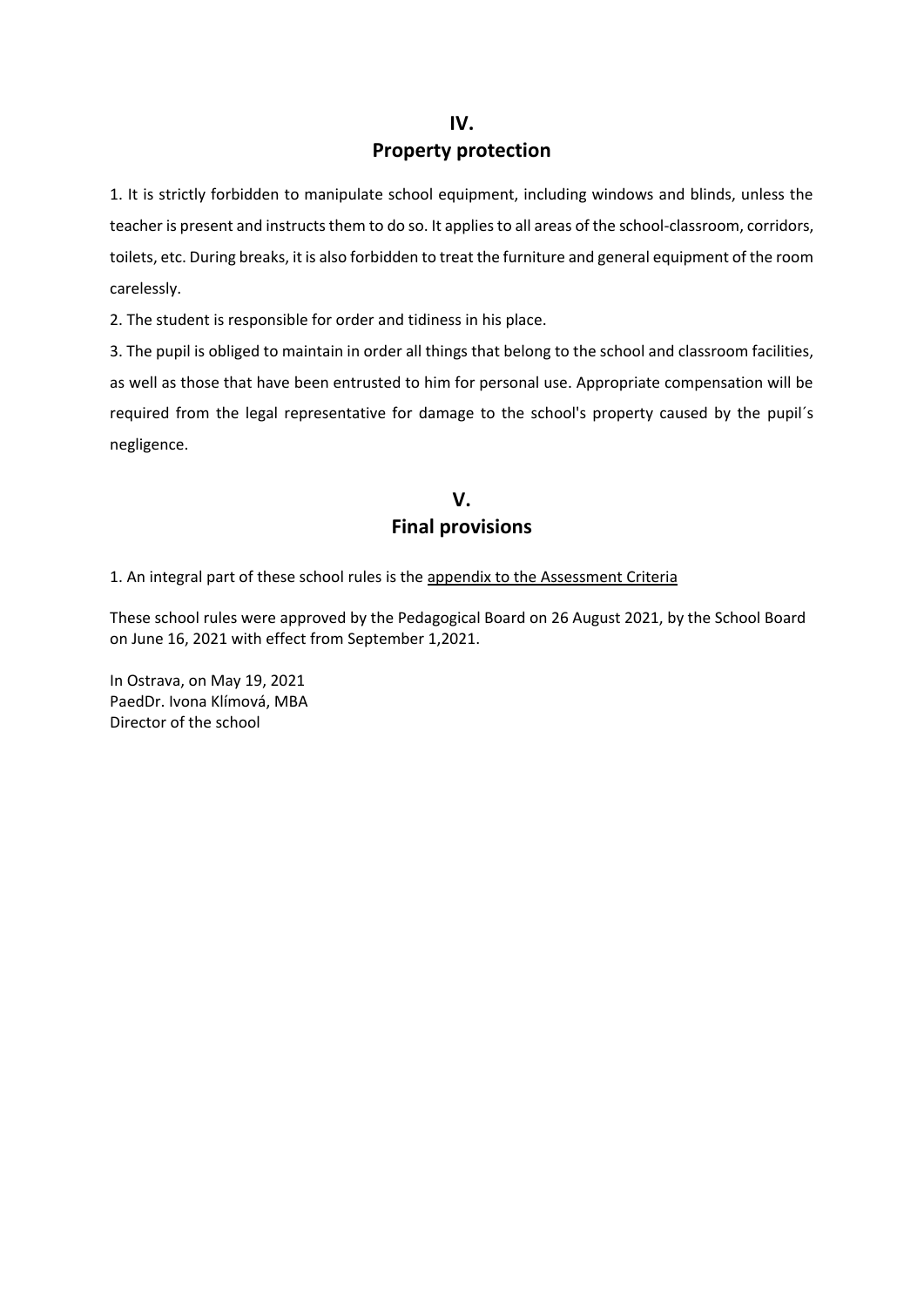## IV.
## Property protection

1. It is strictly forbidden to manipulate school equipment, including windows and blinds, unless the teacher is present and instructs them to do so. It applies to all areas of the school-classroom, corridors, toilets, etc. During breaks, it is also forbidden to treat the furniture and general equipment of the room carelessly.
2. The student is responsible for order and tidiness in his place.
3. The pupil is obliged to maintain in order all things that belong to the school and classroom facilities, as well as those that have been entrusted to him for personal use. Appropriate compensation will be required from the legal representative for damage to the school's property caused by the pupil´s negligence.

## V.
## Final provisions

1. An integral part of these school rules is the appendix to the Assessment Criteria

These school rules were approved by the Pedagogical Board on 26 August 2021, by the School Board on June 16, 2021 with effect from September 1,2021.

In Ostrava, on May 19, 2021
PaedDr. Ivona Klímová, MBA
Director of the school